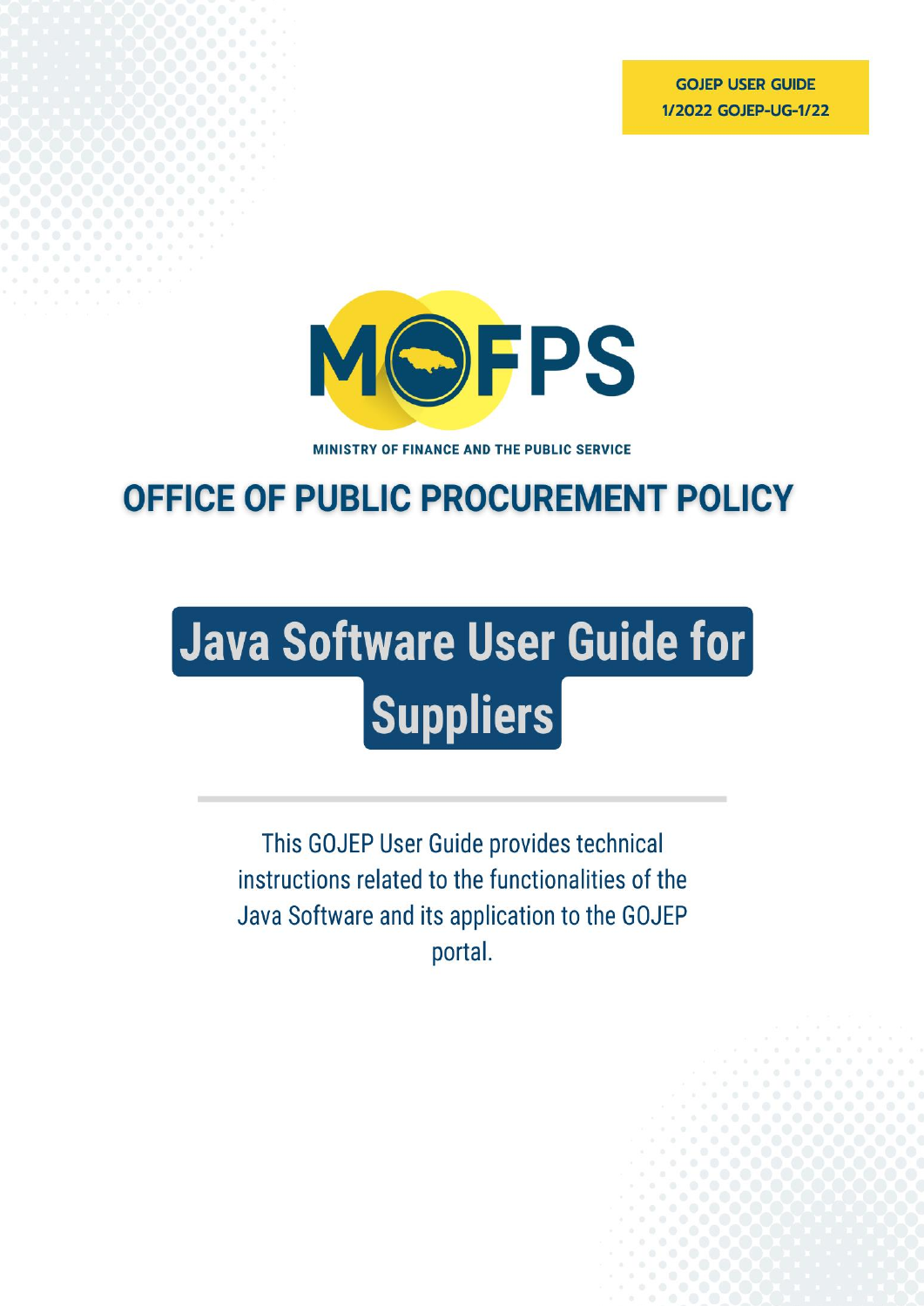GOJEP USER GUIDE
1/2022 GOJEP-UG-1/22

MOFPS

MINISTRY OF FINANCE AND THE PUBLIC SERVICE

## OFFICE OF PUBLIC PROCUREMENT POLICY

# Java Software User Guide for Suppliers

This GOJEP User Guide provides technical instructions related to the functionalities of the Java Software and its application to the GOJEP portal.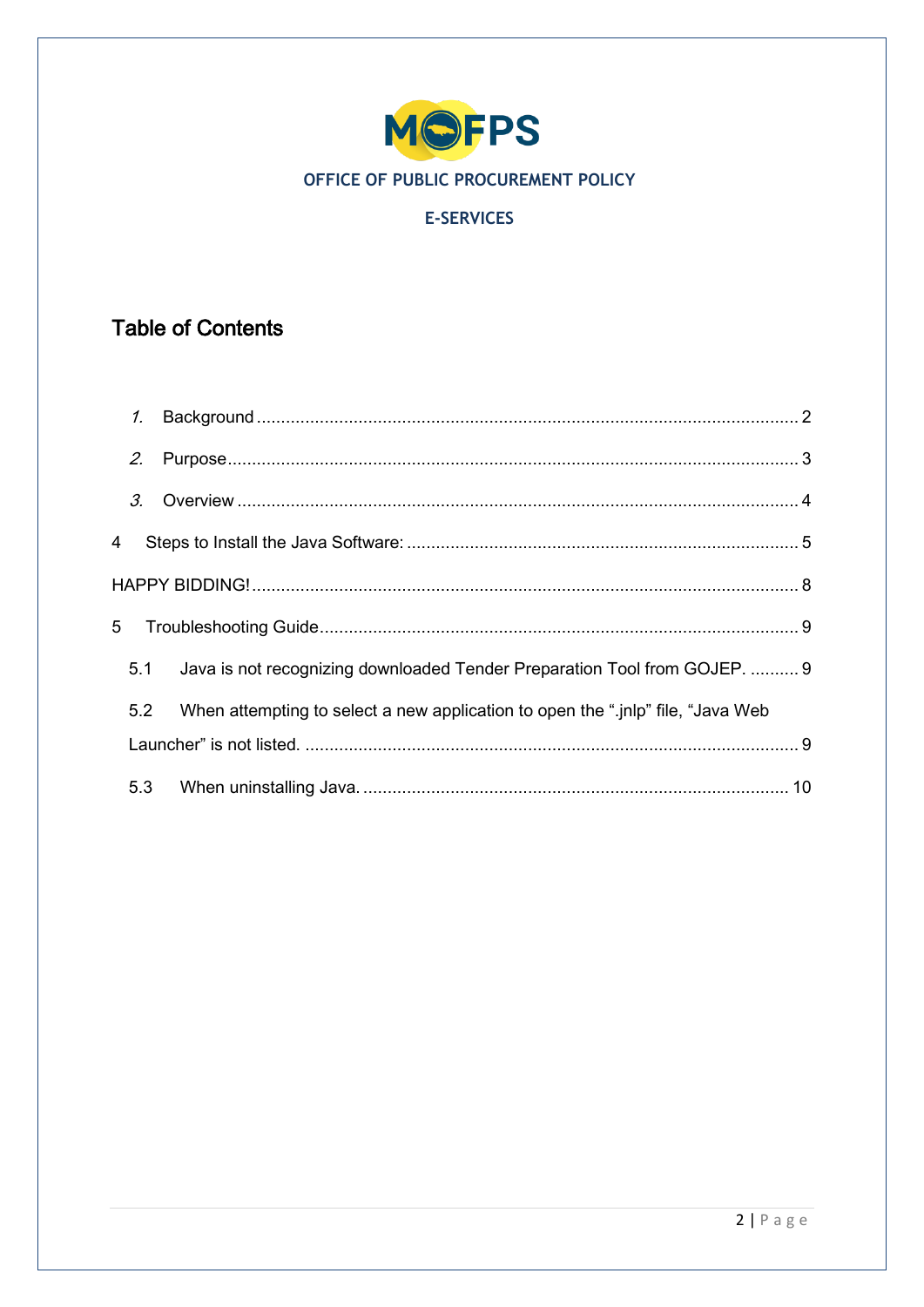OFFICE OF PUBLIC PROCUREMENT POLICY

E-SERVICES

# Table of Contents

1. Background ........ 2
2. Purpose ........ 3
3. Overview ........ 4

4 Steps to Install the Java Software: ........ 5

HAPPY BIDDING! ........ 8

5 Troubleshooting Guide ........ 9

- 5.1 Java is not recognizing downloaded Tender Preparation Tool from GOJEP. ........ 9
- 5.2 When attempting to select a new application to open the ".jnlp" file, "Java Web Launcher" is not listed. ........ 9
- 5.3 When uninstalling Java. ........ 10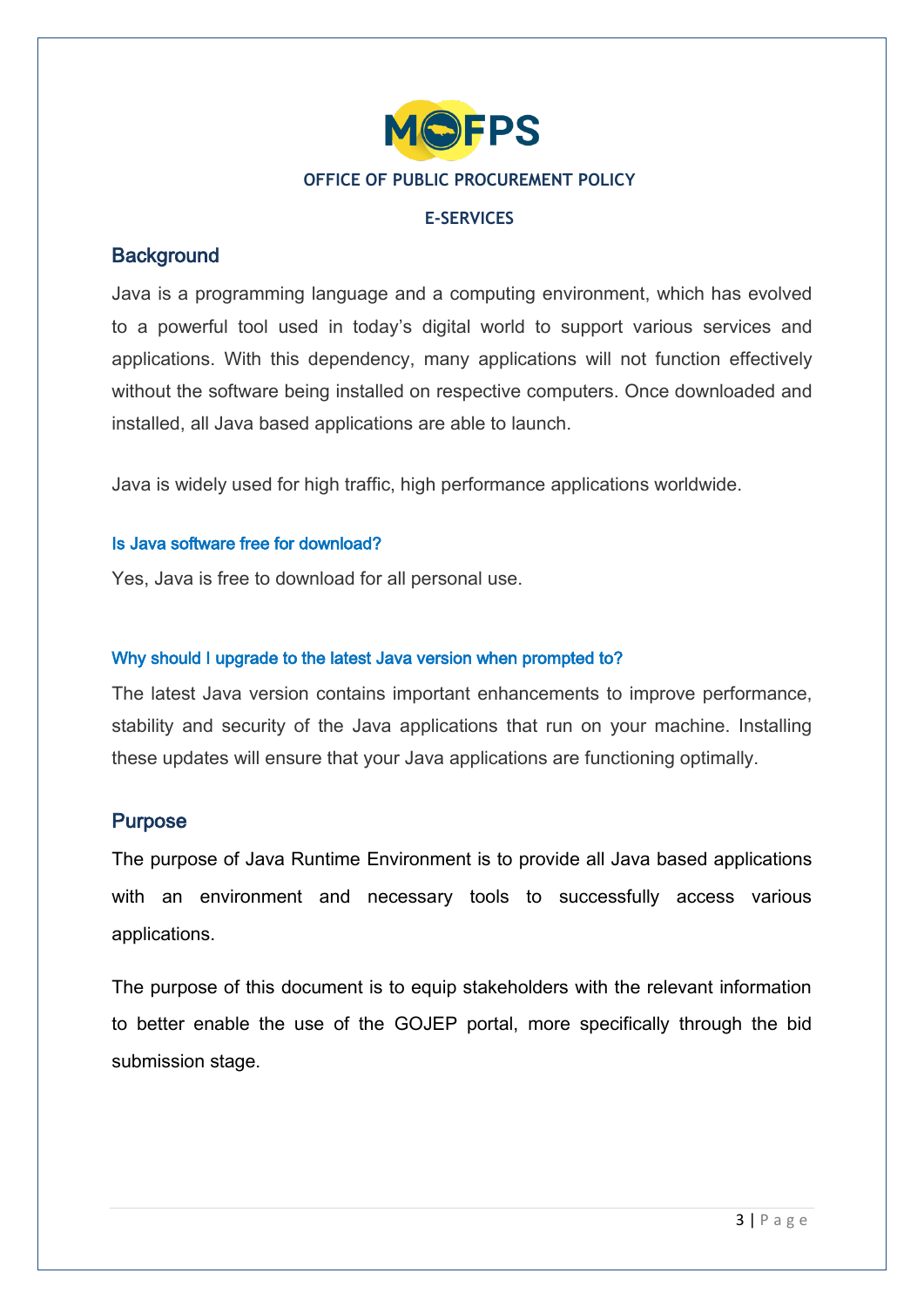OFFICE OF PUBLIC PROCUREMENT POLICY

E-SERVICES

## Background

Java is a programming language and a computing environment, which has evolved to a powerful tool used in today's digital world to support various services and applications. With this dependency, many applications will not function effectively without the software being installed on respective computers. Once downloaded and installed, all Java based applications are able to launch.

Java is widely used for high traffic, high performance applications worldwide.

### Is Java software free for download?

Yes, Java is free to download for all personal use.

### Why should I upgrade to the latest Java version when prompted to?

The latest Java version contains important enhancements to improve performance, stability and security of the Java applications that run on your machine. Installing these updates will ensure that your Java applications are functioning optimally.

## Purpose

The purpose of Java Runtime Environment is to provide all Java based applications with an environment and necessary tools to successfully access various applications.

The purpose of this document is to equip stakeholders with the relevant information to better enable the use of the GOJEP portal, more specifically through the bid submission stage.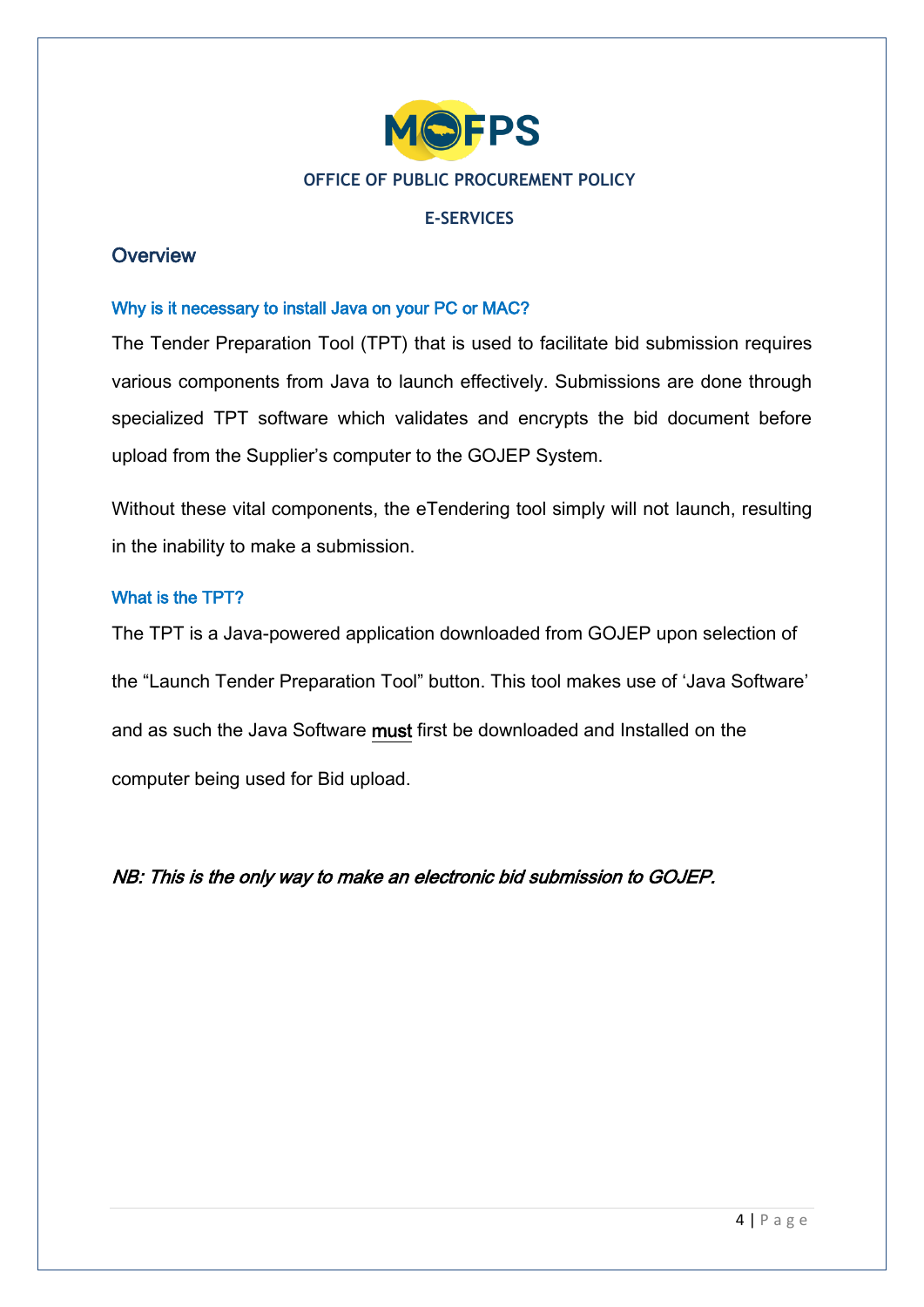OFFICE OF PUBLIC PROCUREMENT POLICY

E-SERVICES

## Overview

### Why is it necessary to install Java on your PC or MAC?

The Tender Preparation Tool (TPT) that is used to facilitate bid submission requires various components from Java to launch effectively. Submissions are done through specialized TPT software which validates and encrypts the bid document before upload from the Supplier's computer to the GOJEP System.

Without these vital components, the eTendering tool simply will not launch, resulting in the inability to make a submission.

### What is the TPT?

The TPT is a Java-powered application downloaded from GOJEP upon selection of the "Launch Tender Preparation Tool" button. This tool makes use of 'Java Software' and as such the Java Software **must** first be downloaded and Installed on the computer being used for Bid upload.

*NB: This is the only way to make an electronic bid submission to GOJEP.*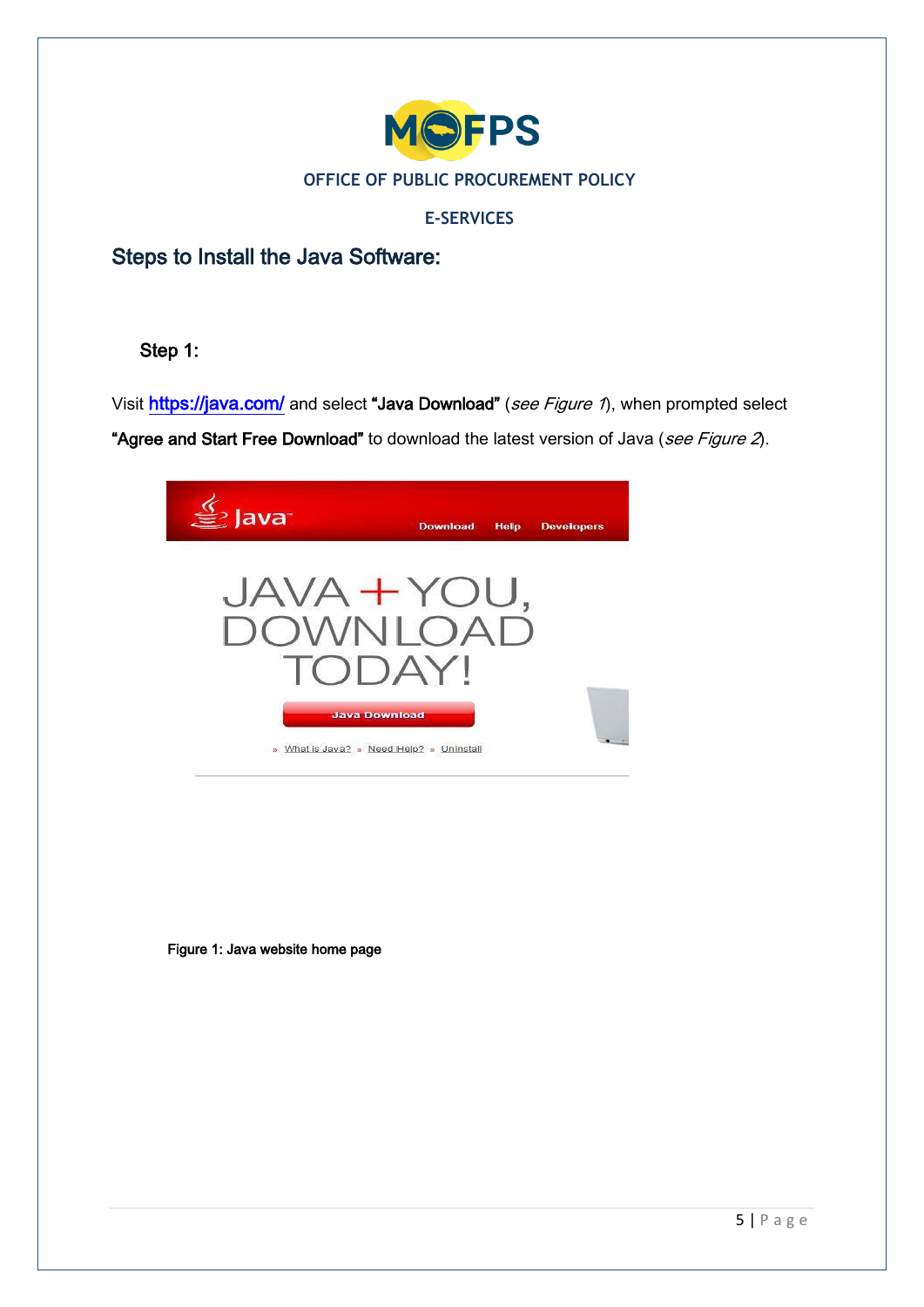OFFICE OF PUBLIC PROCUREMENT POLICY

E-SERVICES

## Steps to Install the Java Software:

### Step 1:

Visit https://java.com/ and select **"Java Download"** (*see Figure 1*), when prompted select **"Agree and Start Free Download"** to download the latest version of Java (*see Figure 2*).

Figure 1: Java website home page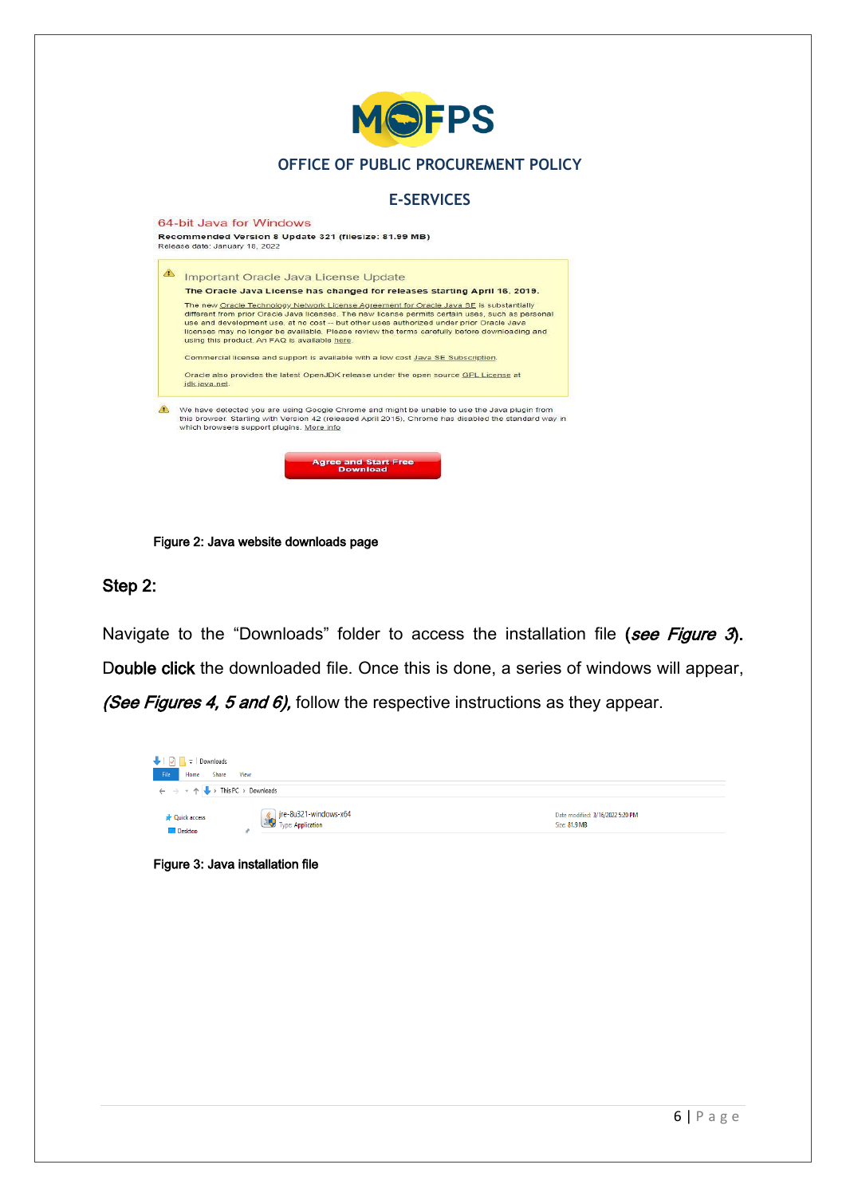OFFICE OF PUBLIC PROCUREMENT POLICY

E-SERVICES

64-bit Java for Windows

Recommended Version 8 Update 321 (filesize: 81.99 MB)

Release date: January 18, 2022

Important Oracle Java License Update

The Oracle Java License has changed for releases starting April 16, 2019.

The new Oracle Technology Network License Agreement for Oracle Java SE is substantially different from prior Oracle Java licenses. The new license permits certain uses, such as personal use and development use, at no cost -- but other uses authorized under prior Oracle Java licenses may no longer be available. Please review the terms carefully before downloading and using this product. An FAQ is available here.

Commercial license and support is available with a low cost Java SE Subscription.

Oracle also provides the latest OpenJDK release under the open source GPL License at jdk.java.net.

We have detected you are using Google Chrome and might be unable to use the Java plugin from this browser. Starting with Version 42 (released April 2015), Chrome has disabled the standard way in which browsers support plugins. More info

Agree and Start Free Download

**Figure 2: Java website downloads page**

## Step 2:

Navigate to the "Downloads" folder to access the installation file (***see Figure 3***). **Double click** the downloaded file. Once this is done, a series of windows will appear, ***(See Figures 4, 5 and 6),*** follow the respective instructions as they appear.

Downloads

File Home Share View

This PC › Downloads

Quick access

Desktop

jre-8u321-windows-x64
Type: Application

Date modified: 3/16/2022 5:20 PM
Size: 81.9 MB

**Figure 3: Java installation file**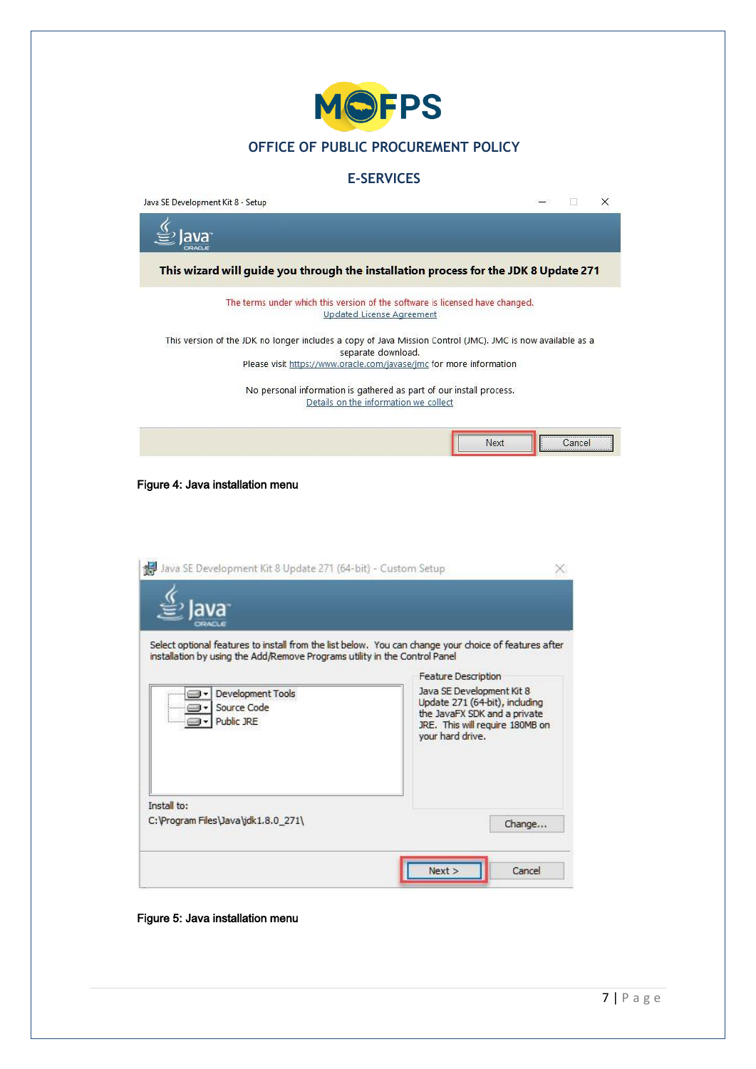Figure 4: Java installation menu

Figure 5: Java installation menu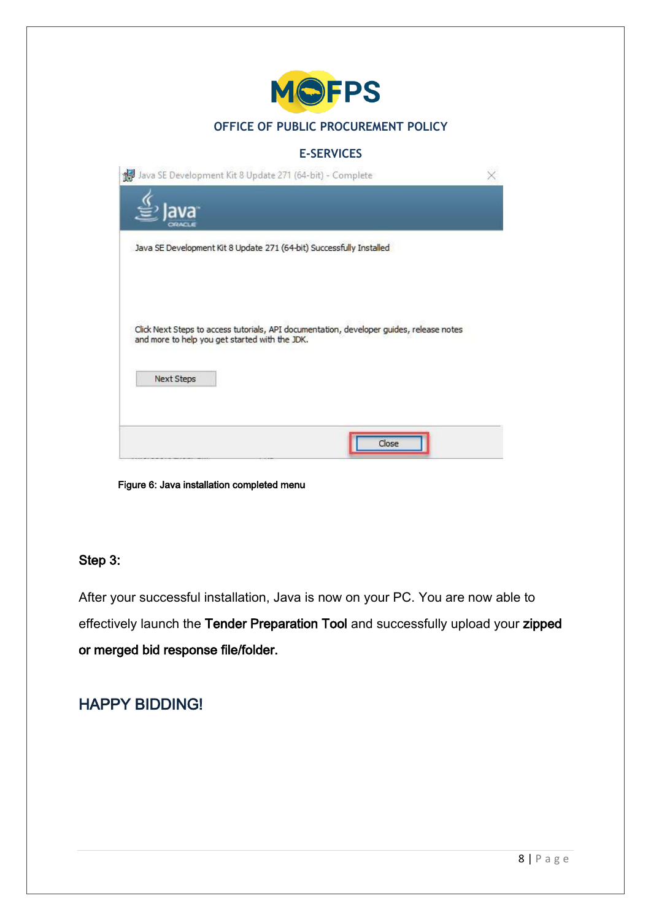Figure 6: Java installation completed menu

**Step 3:**

After your successful installation, Java is now on your PC. You are now able to effectively launch the **Tender Preparation Tool** and successfully upload your **zipped or merged bid response file/folder.**

## HAPPY BIDDING!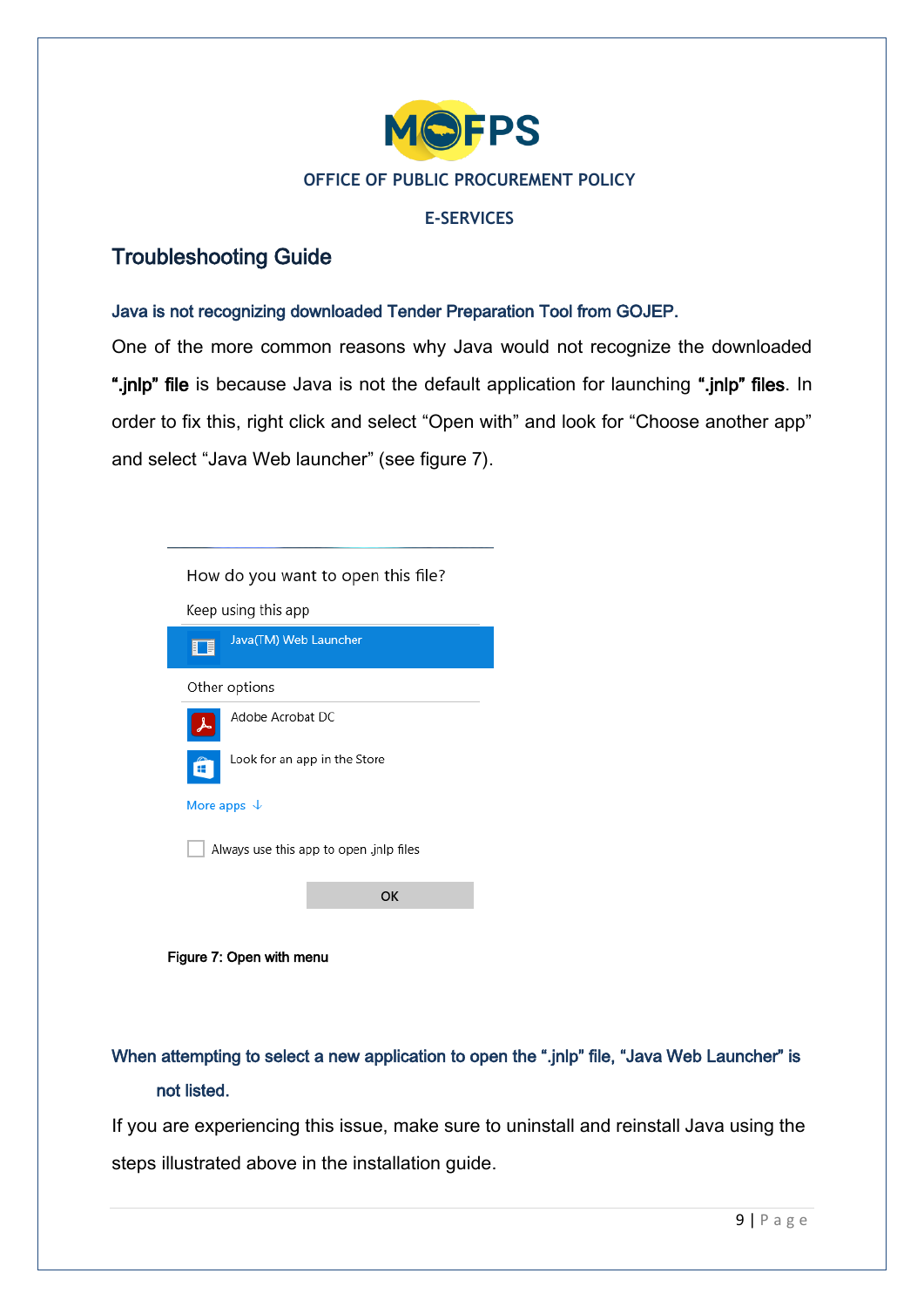OFFICE OF PUBLIC PROCUREMENT POLICY

E-SERVICES

## Troubleshooting Guide

### Java is not recognizing downloaded Tender Preparation Tool from GOJEP.

One of the more common reasons why Java would not recognize the downloaded **".jnlp" file** is because Java is not the default application for launching **".jnlp" files**. In order to fix this, right click and select "Open with" and look for "Choose another app" and select "Java Web launcher" (see figure 7).

How do you want to open this file?

Keep using this app

Java(TM) Web Launcher

Other options

Adobe Acrobat DC

Look for an app in the Store

More apps ↓

Always use this app to open .jnlp files

OK

**Figure 7: Open with menu**

### When attempting to select a new application to open the ".jnlp" file, "Java Web Launcher" is not listed.

If you are experiencing this issue, make sure to uninstall and reinstall Java using the steps illustrated above in the installation guide.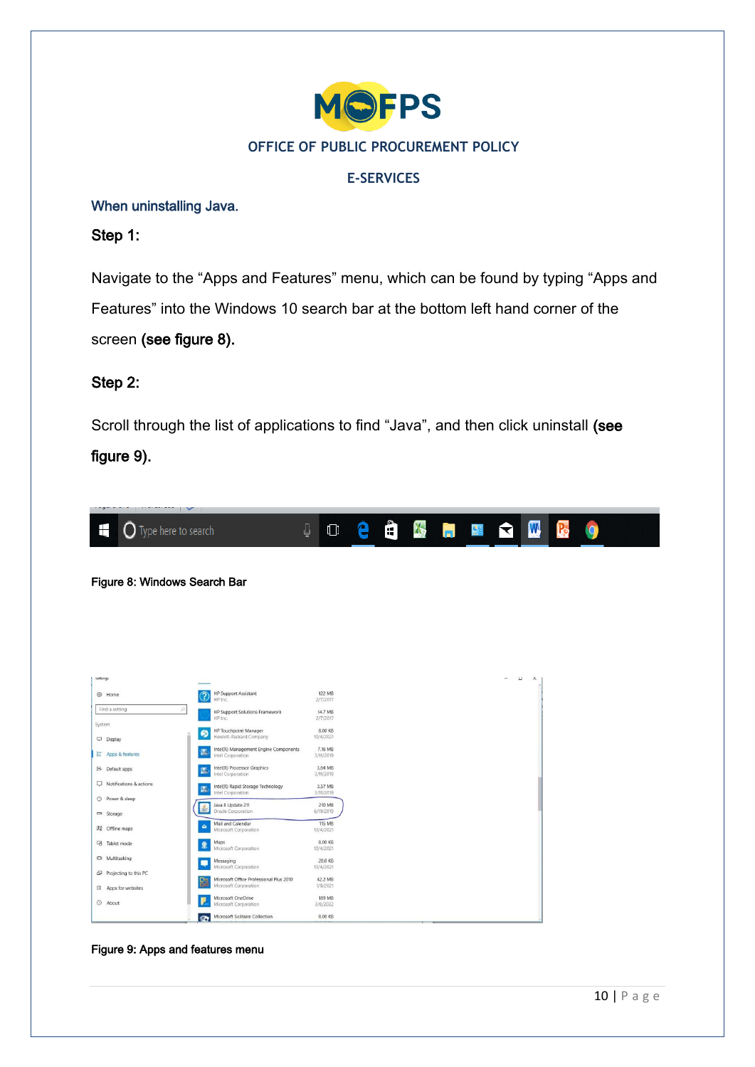# OFFICE OF PUBLIC PROCUREMENT POLICY

## E-SERVICES

### When uninstalling Java.

**Step 1:**

Navigate to the “Apps and Features” menu, which can be found by typing “Apps and Features” into the Windows 10 search bar at the bottom left hand corner of the screen **(see figure 8).**

**Step 2:**

Scroll through the list of applications to find “Java”, and then click uninstall **(see figure 9).**

Figure 8: Windows Search Bar

Figure 9: Apps and features menu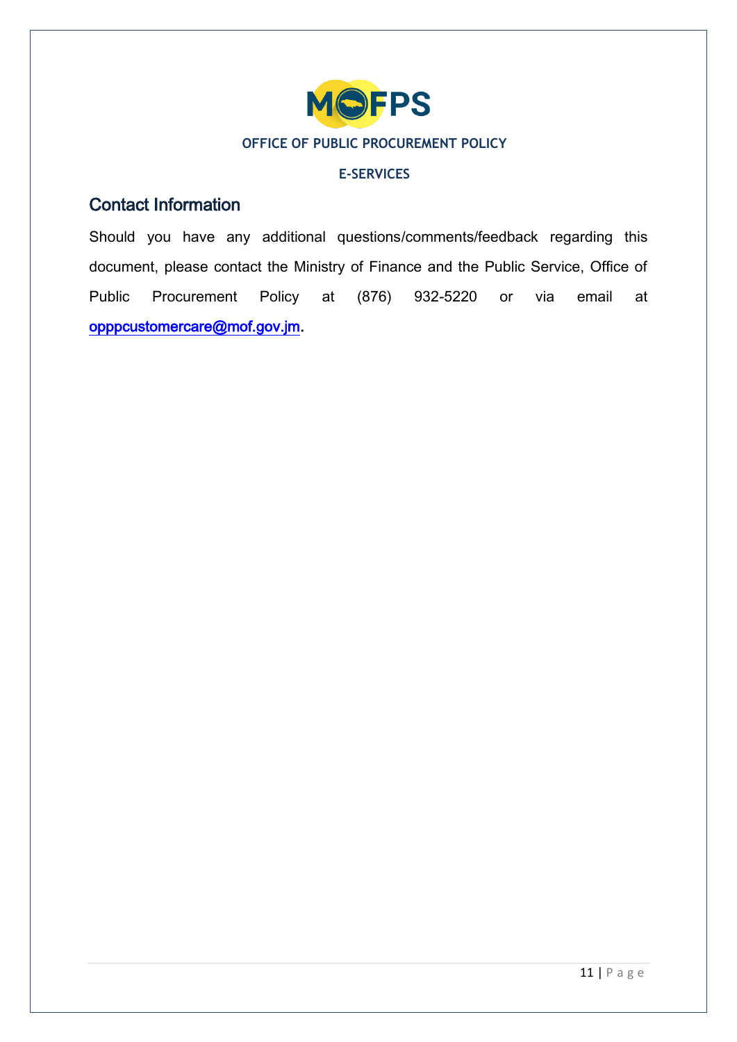MOFPS

OFFICE OF PUBLIC PROCUREMENT POLICY

E-SERVICES

## Contact Information

Should you have any additional questions/comments/feedback regarding this document, please contact the Ministry of Finance and the Public Service, Office of Public Procurement Policy at (876) 932-5220 or via email at opppcustomercare@mof.gov.jm.